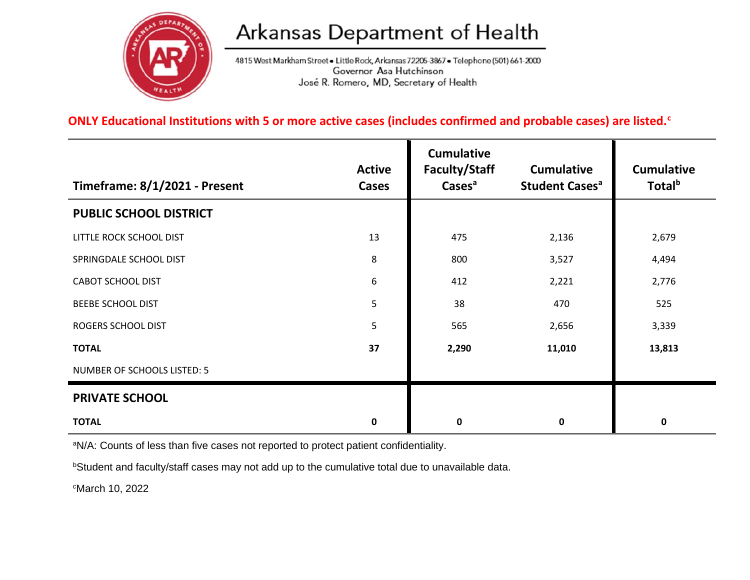# Arkansas Department of Health

4815 West Markham Street • Little Rock, Arkansas 72205-3867 • Telephone (501) 661-2000
Governor Asa Hutchinson
José R. Romero, MD, Secretary of Health

**ONLY Educational Institutions with 5 or more active cases (includes confirmed and probable cases) are listed.[c]**

| Timeframe: 8/1/2021 - Present | Active Cases | Cumulative Faculty/Staff Cases[a] | Cumulative Student Cases[a] | Cumulative Total[b] |
|---|---|---|---|---|
| **PUBLIC SCHOOL DISTRICT** | | | | |
| LITTLE ROCK SCHOOL DIST | 13 | 475 | 2,136 | 2,679 |
| SPRINGDALE SCHOOL DIST | 8 | 800 | 3,527 | 4,494 |
| CABOT SCHOOL DIST | 6 | 412 | 2,221 | 2,776 |
| BEEBE SCHOOL DIST | 5 | 38 | 470 | 525 |
| ROGERS SCHOOL DIST | 5 | 565 | 2,656 | 3,339 |
| **TOTAL** | **37** | **2,290** | **11,010** | **13,813** |
| NUMBER OF SCHOOLS LISTED: 5 | | | | |
| **PRIVATE SCHOOL** | | | | |
| **TOTAL** | **0** | **0** | **0** | **0** |

[a]N/A: Counts of less than five cases not reported to protect patient confidentiality.

[b]Student and faculty/staff cases may not add up to the cumulative total due to unavailable data.

[c]March 10, 2022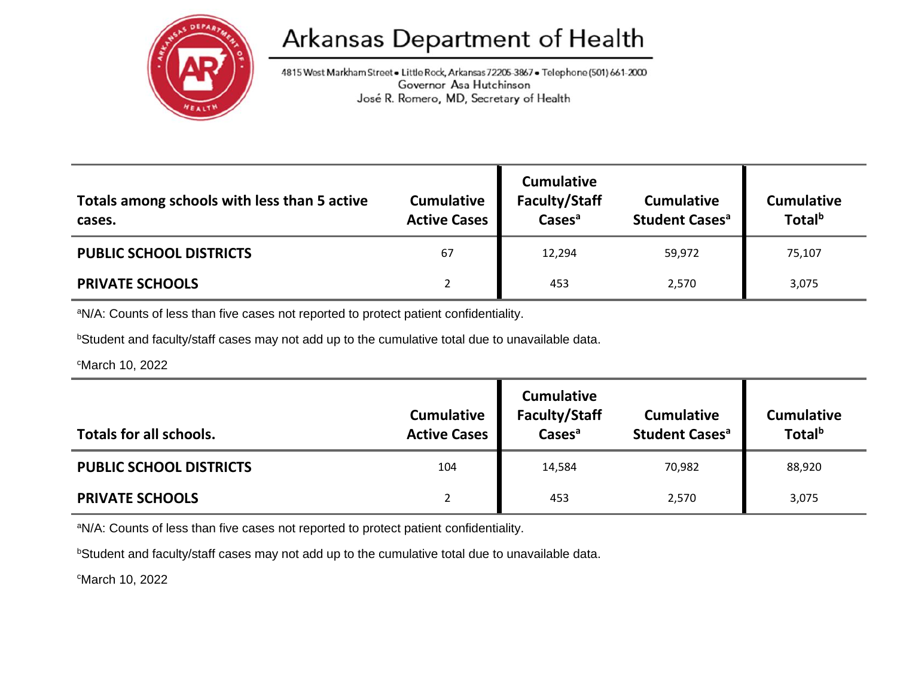# Arkansas Department of Health

4815 West Markham Street • Little Rock, Arkansas 72205-3867 • Telephone (501) 661-2000
Governor Asa Hutchinson
José R. Romero, MD, Secretary of Health

| Totals among schools with less than 5 active cases. | Cumulative Active Cases | Cumulative Faculty/Staff Cases[a] | Cumulative Student Cases[a] | Cumulative Total[b] |
|---|---|---|---|---|
| **PUBLIC SCHOOL DISTRICTS** | 67 | 12,294 | 59,972 | 75,107 |
| **PRIVATE SCHOOLS** | 2 | 453 | 2,570 | 3,075 |

[a]N/A: Counts of less than five cases not reported to protect patient confidentiality.

[b]Student and faculty/staff cases may not add up to the cumulative total due to unavailable data.

[c]March 10, 2022

| Totals for all schools. | Cumulative Active Cases | Cumulative Faculty/Staff Cases[a] | Cumulative Student Cases[a] | Cumulative Total[b] |
|---|---|---|---|---|
| **PUBLIC SCHOOL DISTRICTS** | 104 | 14,584 | 70,982 | 88,920 |
| **PRIVATE SCHOOLS** | 2 | 453 | 2,570 | 3,075 |

[a]N/A: Counts of less than five cases not reported to protect patient confidentiality.

[b]Student and faculty/staff cases may not add up to the cumulative total due to unavailable data.

[c]March 10, 2022